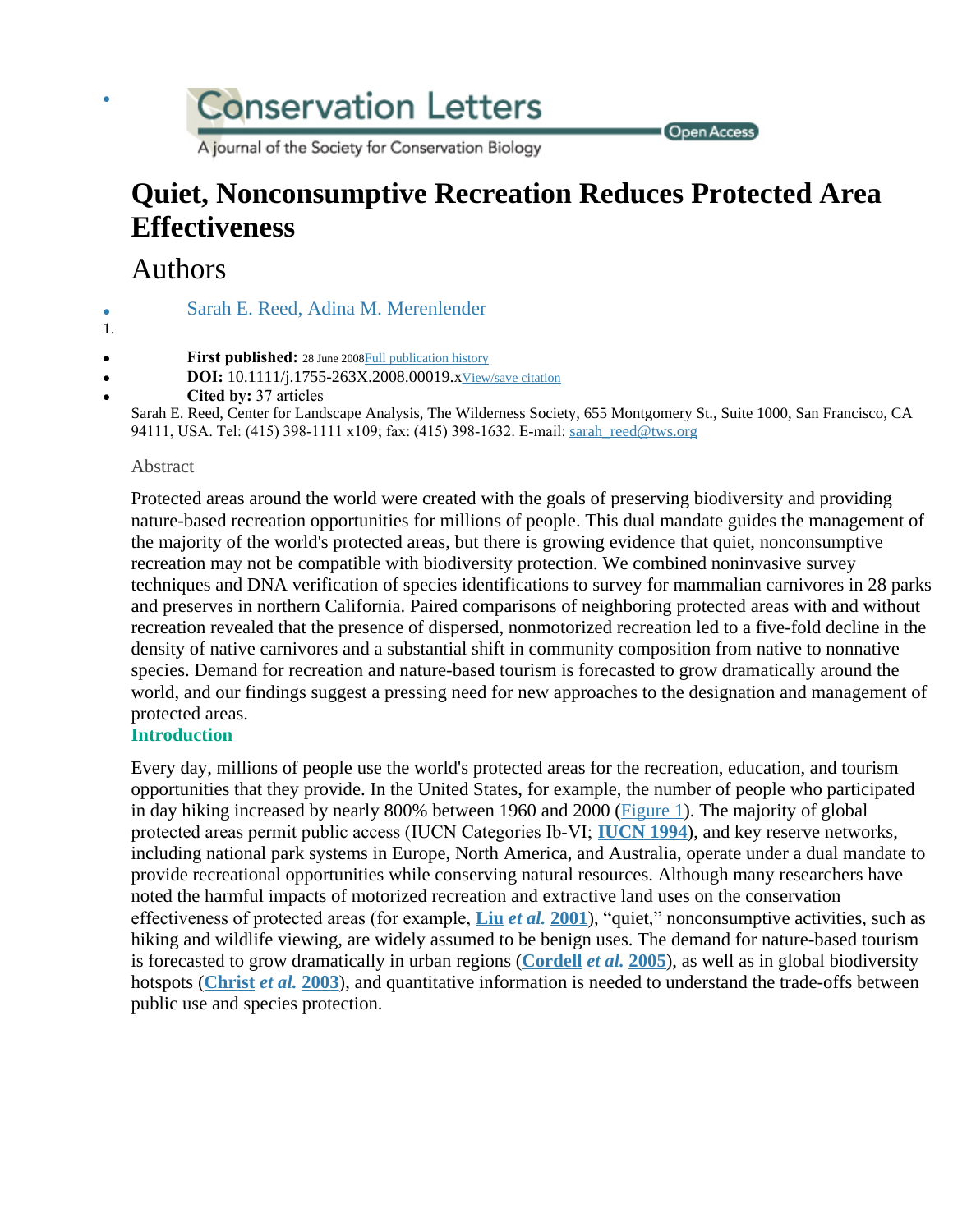Conservation Letters

A journal of the Society for Conservation Biology

Open Access

# Quiet, Nonconsumptive Recreation Reduces Protected Area Effectiveness

## Authors

- Sarah E. Reed, Adina M. Merenlender

- **First published:** 28 June 2008 Full publication history
- **DOI:** 10.1111/j.1755-263X.2008.00019.x View/save citation
- **Cited by:** 37 articles

Sarah E. Reed, Center for Landscape Analysis, The Wilderness Society, 655 Montgomery St., Suite 1000, San Francisco, CA 94111, USA. Tel: (415) 398-1111 x109; fax: (415) 398-1632. E-mail: sarah_reed@tws.org

### Abstract

Protected areas around the world were created with the goals of preserving biodiversity and providing nature-based recreation opportunities for millions of people. This dual mandate guides the management of the majority of the world's protected areas, but there is growing evidence that quiet, nonconsumptive recreation may not be compatible with biodiversity protection. We combined noninvasive survey techniques and DNA verification of species identifications to survey for mammalian carnivores in 28 parks and preserves in northern California. Paired comparisons of neighboring protected areas with and without recreation revealed that the presence of dispersed, nonmotorized recreation led to a five-fold decline in the density of native carnivores and a substantial shift in community composition from native to nonnative species. Demand for recreation and nature-based tourism is forecasted to grow dramatically around the world, and our findings suggest a pressing need for new approaches to the designation and management of protected areas.

## Introduction

Every day, millions of people use the world's protected areas for the recreation, education, and tourism opportunities that they provide. In the United States, for example, the number of people who participated in day hiking increased by nearly 800% between 1960 and 2000 (Figure 1). The majority of global protected areas permit public access (IUCN Categories Ib-VI; **IUCN 1994**), and key reserve networks, including national park systems in Europe, North America, and Australia, operate under a dual mandate to provide recreational opportunities while conserving natural resources. Although many researchers have noted the harmful impacts of motorized recreation and extractive land uses on the conservation effectiveness of protected areas (for example, **Liu** ***et al.*** **2001**), "quiet," nonconsumptive activities, such as hiking and wildlife viewing, are widely assumed to be benign uses. The demand for nature-based tourism is forecasted to grow dramatically in urban regions (**Cordell** ***et al.*** **2005**), as well as in global biodiversity hotspots (**Christ** ***et al.*** **2003**), and quantitative information is needed to understand the trade-offs between public use and species protection.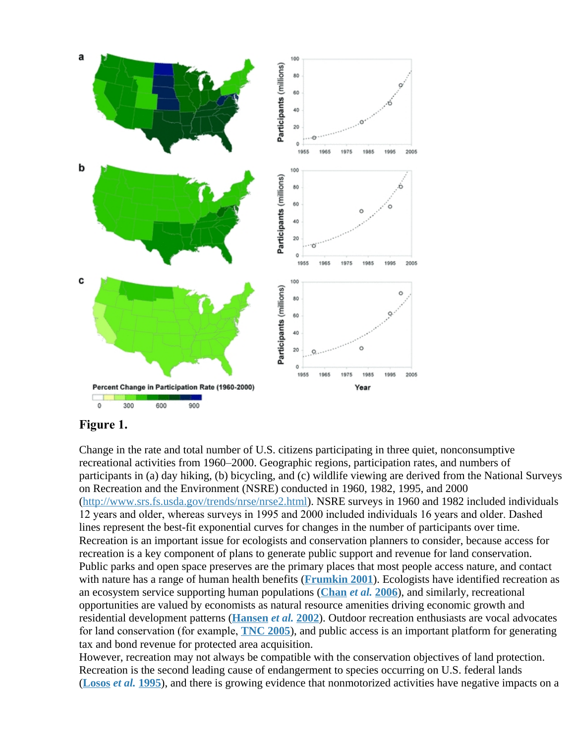a

Participants (millions)

100
80
60
40
20
0
1955 1965 1975 1985 1995 2005

b

Participants (millions)

100
80
60
40
20
0
1955 1965 1975 1985 1995 2005

c

Participants (millions)

100
80
60
40
20
0
1955 1965 1975 1985 1995 2005

Year

Percent Change in Participation Rate (1960-2000)

0 300 600 900

**Figure 1.**

Change in the rate and total number of U.S. citizens participating in three quiet, nonconsumptive recreational activities from 1960–2000. Geographic regions, participation rates, and numbers of participants in (a) day hiking, (b) bicycling, and (c) wildlife viewing are derived from the National Surveys on Recreation and the Environment (NSRE) conducted in 1960, 1982, 1995, and 2000 (http://www.srs.fs.usda.gov/trends/nrse/nrse2.html). NSRE surveys in 1960 and 1982 included individuals 12 years and older, whereas surveys in 1995 and 2000 included individuals 16 years and older. Dashed lines represent the best-fit exponential curves for changes in the number of participants over time.

Recreation is an important issue for ecologists and conservation planners to consider, because access for recreation is a key component of plans to generate public support and revenue for land conservation. Public parks and open space preserves are the primary places that most people access nature, and contact with nature has a range of human health benefits (**Frumkin 2001**). Ecologists have identified recreation as an ecosystem service supporting human populations (**Chan** ***et al.*** **2006**), and similarly, recreational opportunities are valued by economists as natural resource amenities driving economic growth and residential development patterns (**Hansen** ***et al.*** **2002**). Outdoor recreation enthusiasts are vocal advocates for land conservation (for example, **TNC 2005**), and public access is an important platform for generating tax and bond revenue for protected area acquisition.

However, recreation may not always be compatible with the conservation objectives of land protection. Recreation is the second leading cause of endangerment to species occurring on U.S. federal lands (**Losos** ***et al.*** **1995**), and there is growing evidence that nonmotorized activities have negative impacts on a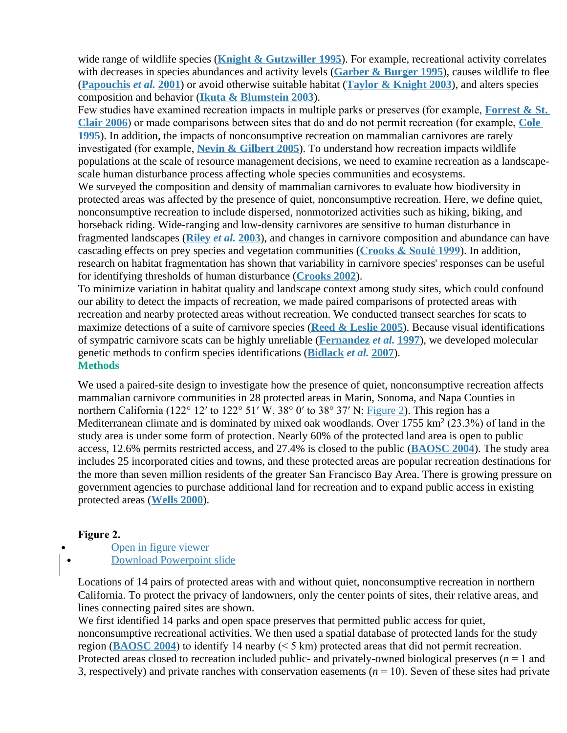wide range of wildlife species (**Knight & Gutzwiller 1995**). For example, recreational activity correlates with decreases in species abundances and activity levels (**Garber & Burger 1995**), causes wildlife to flee (**Papouchis** ***et al.*** **2001**) or avoid otherwise suitable habitat (**Taylor & Knight 2003**), and alters species composition and behavior (**Ikuta & Blumstein 2003**).

Few studies have examined recreation impacts in multiple parks or preserves (for example, **Forrest & St. Clair 2006**) or made comparisons between sites that do and do not permit recreation (for example, **Cole 1995**). In addition, the impacts of nonconsumptive recreation on mammalian carnivores are rarely investigated (for example, **Nevin & Gilbert 2005**). To understand how recreation impacts wildlife populations at the scale of resource management decisions, we need to examine recreation as a landscape-scale human disturbance process affecting whole species communities and ecosystems.

We surveyed the composition and density of mammalian carnivores to evaluate how biodiversity in protected areas was affected by the presence of quiet, nonconsumptive recreation. Here, we define quiet, nonconsumptive recreation to include dispersed, nonmotorized activities such as hiking, biking, and horseback riding. Wide-ranging and low-density carnivores are sensitive to human disturbance in fragmented landscapes (**Riley** ***et al.*** **2003**), and changes in carnivore composition and abundance can have cascading effects on prey species and vegetation communities (**Crooks & Soulé 1999**). In addition, research on habitat fragmentation has shown that variability in carnivore species' responses can be useful for identifying thresholds of human disturbance (**Crooks 2002**).

To minimize variation in habitat quality and landscape context among study sites, which could confound our ability to detect the impacts of recreation, we made paired comparisons of protected areas with recreation and nearby protected areas without recreation. We conducted transect searches for scats to maximize detections of a suite of carnivore species (**Reed & Leslie 2005**). Because visual identifications of sympatric carnivore scats can be highly unreliable (**Fernandez** ***et al.*** **1997**), we developed molecular genetic methods to confirm species identifications (**Bidlack** ***et al.*** **2007**).

## Methods

We used a paired-site design to investigate how the presence of quiet, nonconsumptive recreation affects mammalian carnivore communities in 28 protected areas in Marin, Sonoma, and Napa Counties in northern California (122° 12′ to 122° 51′ W, 38° 0′ to 38° 37′ N; Figure 2). This region has a Mediterranean climate and is dominated by mixed oak woodlands. Over 1755 $km^2$ (23.3%) of land in the study area is under some form of protection. Nearly 60% of the protected land area is open to public access, 12.6% permits restricted access, and 27.4% is closed to the public (**BAOSC 2004**). The study area includes 25 incorporated cities and towns, and these protected areas are popular recreation destinations for the more than seven million residents of the greater San Francisco Bay Area. There is growing pressure on government agencies to purchase additional land for recreation and to expand public access in existing protected areas (**Wells 2000**).

**Figure 2.**

- Open in figure viewer
- Download Powerpoint slide

Locations of 14 pairs of protected areas with and without quiet, nonconsumptive recreation in northern California. To protect the privacy of landowners, only the center points of sites, their relative areas, and lines connecting paired sites are shown.

We first identified 14 parks and open space preserves that permitted public access for quiet, nonconsumptive recreational activities. We then used a spatial database of protected lands for the study region (**BAOSC 2004**) to identify 14 nearby (< 5 km) protected areas that did not permit recreation. Protected areas closed to recreation included public- and privately-owned biological preserves (*n* = 1 and 3, respectively) and private ranches with conservation easements (*n* = 10). Seven of these sites had private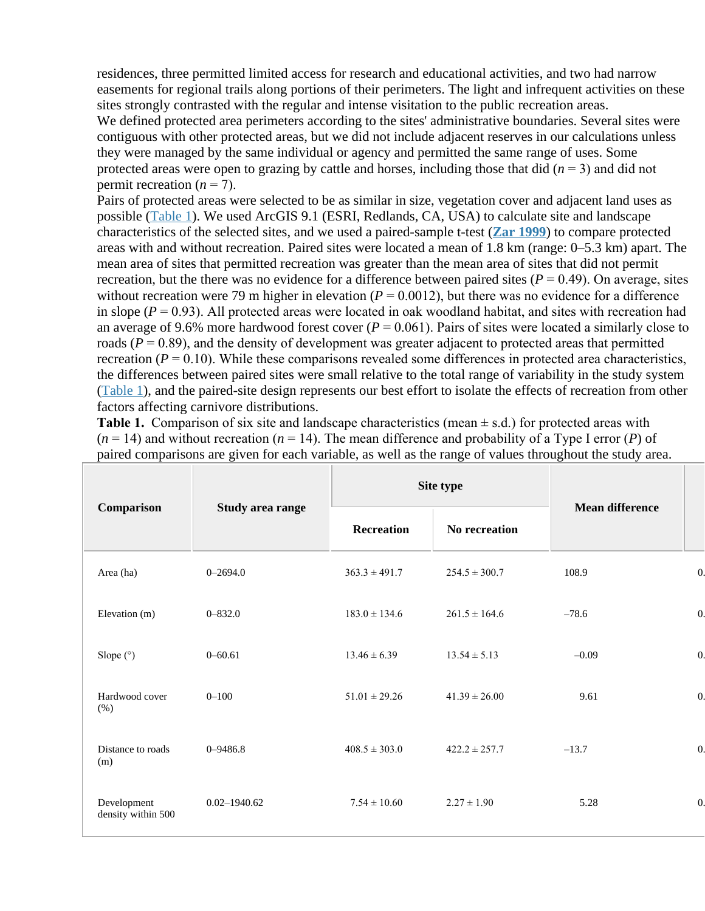residences, three permitted limited access for research and educational activities, and two had narrow easements for regional trails along portions of their perimeters. The light and infrequent activities on these sites strongly contrasted with the regular and intense visitation to the public recreation areas.

We defined protected area perimeters according to the sites' administrative boundaries. Several sites were contiguous with other protected areas, but we did not include adjacent reserves in our calculations unless they were managed by the same individual or agency and permitted the same range of uses. Some protected areas were open to grazing by cattle and horses, including those that did ($n = 3$) and did not permit recreation ($n = 7$).

Pairs of protected areas were selected to be as similar in size, vegetation cover and adjacent land uses as possible (Table 1). We used ArcGIS 9.1 (ESRI, Redlands, CA, USA) to calculate site and landscape characteristics of the selected sites, and we used a paired-sample t-test (**Zar 1999**) to compare protected areas with and without recreation. Paired sites were located a mean of 1.8 km (range: 0–5.3 km) apart. The mean area of sites that permitted recreation was greater than the mean area of sites that did not permit recreation, but the there was no evidence for a difference between paired sites ($P = 0.49$). On average, sites without recreation were 79 m higher in elevation ($P = 0.0012$), but there was no evidence for a difference in slope ($P = 0.93$). All protected areas were located in oak woodland habitat, and sites with recreation had an average of 9.6% more hardwood forest cover ($P = 0.061$). Pairs of sites were located a similarly close to roads ($P = 0.89$), and the density of development was greater adjacent to protected areas that permitted recreation ($P = 0.10$). While these comparisons revealed some differences in protected area characteristics, the differences between paired sites were small relative to the total range of variability in the study system (Table 1), and the paired-site design represents our best effort to isolate the effects of recreation from other factors affecting carnivore distributions.

**Table 1.** Comparison of six site and landscape characteristics (mean ± s.d.) for protected areas with ($n = 14$) and without recreation ($n = 14$). The mean difference and probability of a Type I error ($P$) of paired comparisons are given for each variable, as well as the range of values throughout the study area.

| Comparison | Study area range | Site type | | Mean difference | |
|---|---|---|---|---|---|
| | | Recreation | No recreation | | |
| Area (ha) | 0–2694.0 | 363.3 ± 491.7 | 254.5 ± 300.7 | 108.9 | 0. |
| Elevation (m) | 0–832.0 | 183.0 ± 134.6 | 261.5 ± 164.6 | –78.6 | 0. |
| Slope (°) | 0–60.61 | 13.46 ± 6.39 | 13.54 ± 5.13 | –0.09 | 0. |
| Hardwood cover (%) | 0–100 | 51.01 ± 29.26 | 41.39 ± 26.00 | 9.61 | 0. |
| Distance to roads (m) | 0–9486.8 | 408.5 ± 303.0 | 422.2 ± 257.7 | –13.7 | 0. |
| Development density within 500 | 0.02–1940.62 | 7.54 ± 10.60 | 2.27 ± 1.90 | 5.28 | 0. |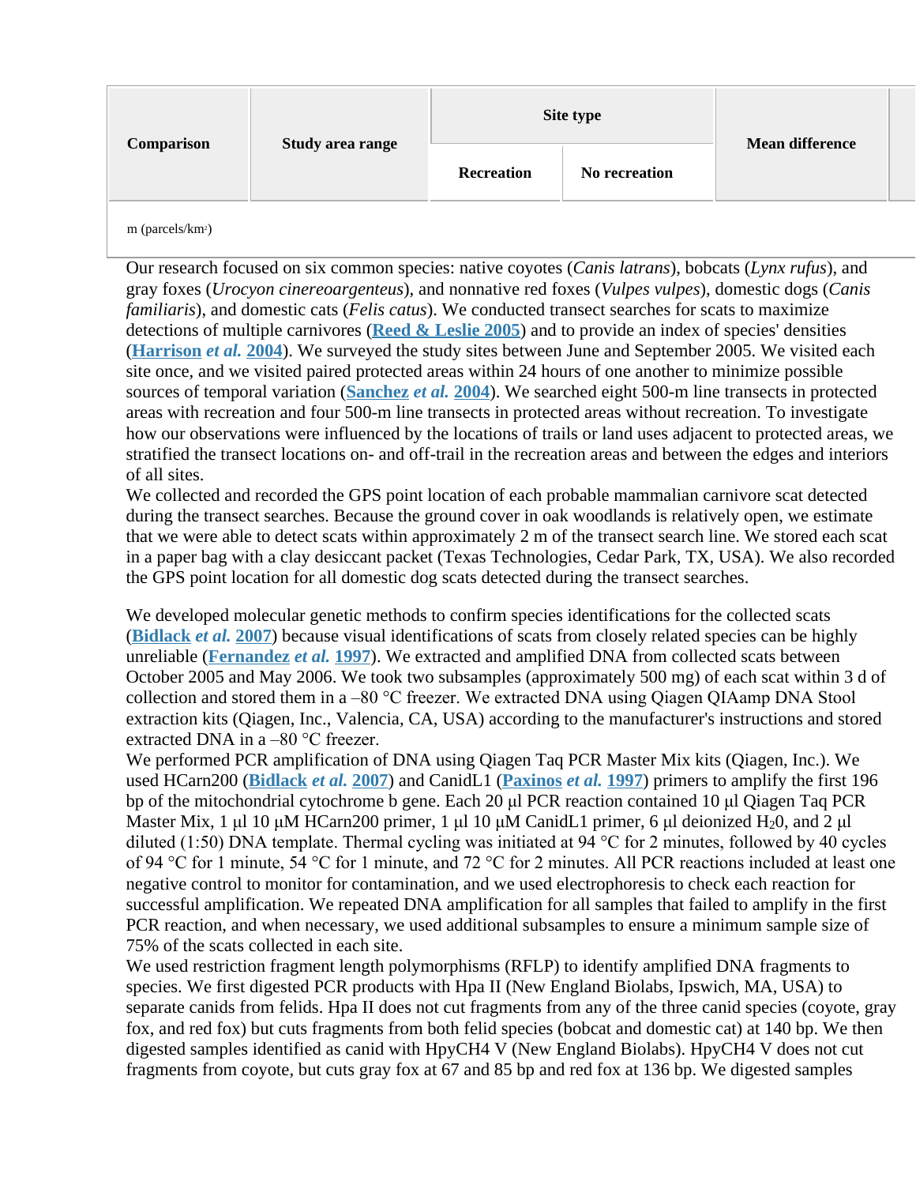| Comparison | Study area range | Site type | | Mean difference |
|---|---|---|---|---|
| | | Recreation | No recreation | |
| m (parcels/km²) | | | | |

Our research focused on six common species: native coyotes (*Canis latrans*), bobcats (*Lynx rufus*), and gray foxes (*Urocyon cinereoargenteus*), and nonnative red foxes (*Vulpes vulpes*), domestic dogs (*Canis familiaris*), and domestic cats (*Felis catus*). We conducted transect searches for scats to maximize detections of multiple carnivores (**Reed & Leslie 2005**) and to provide an index of species' densities (**Harrison *et al.* 2004**). We surveyed the study sites between June and September 2005. We visited each site once, and we visited paired protected areas within 24 hours of one another to minimize possible sources of temporal variation (**Sanchez *et al.* 2004**). We searched eight 500-m line transects in protected areas with recreation and four 500-m line transects in protected areas without recreation. To investigate how our observations were influenced by the locations of trails or land uses adjacent to protected areas, we stratified the transect locations on- and off-trail in the recreation areas and between the edges and interiors of all sites.

We collected and recorded the GPS point location of each probable mammalian carnivore scat detected during the transect searches. Because the ground cover in oak woodlands is relatively open, we estimate that we were able to detect scats within approximately 2 m of the transect search line. We stored each scat in a paper bag with a clay desiccant packet (Texas Technologies, Cedar Park, TX, USA). We also recorded the GPS point location for all domestic dog scats detected during the transect searches.

We developed molecular genetic methods to confirm species identifications for the collected scats (**Bidlack *et al.* 2007**) because visual identifications of scats from closely related species can be highly unreliable (**Fernandez *et al.* 1997**). We extracted and amplified DNA from collected scats between October 2005 and May 2006. We took two subsamples (approximately 500 mg) of each scat within 3 d of collection and stored them in a –80 °C freezer. We extracted DNA using Qiagen QIAamp DNA Stool extraction kits (Qiagen, Inc., Valencia, CA, USA) according to the manufacturer's instructions and stored extracted DNA in a –80 °C freezer.

We performed PCR amplification of DNA using Qiagen Taq PCR Master Mix kits (Qiagen, Inc.). We used HCarn200 (**Bidlack *et al.* 2007**) and CanidL1 (**Paxinos *et al.* 1997**) primers to amplify the first 196 bp of the mitochondrial cytochrome b gene. Each 20 μl PCR reaction contained 10 μl Qiagen Taq PCR Master Mix, 1 μl 10 μM HCarn200 primer, 1 μl 10 μM CanidL1 primer, 6 μl deionized $H_20$, and 2 μl diluted (1:50) DNA template. Thermal cycling was initiated at 94 °C for 2 minutes, followed by 40 cycles of 94 °C for 1 minute, 54 °C for 1 minute, and 72 °C for 2 minutes. All PCR reactions included at least one negative control to monitor for contamination, and we used electrophoresis to check each reaction for successful amplification. We repeated DNA amplification for all samples that failed to amplify in the first PCR reaction, and when necessary, we used additional subsamples to ensure a minimum sample size of 75% of the scats collected in each site.

We used restriction fragment length polymorphisms (RFLP) to identify amplified DNA fragments to species. We first digested PCR products with Hpa II (New England Biolabs, Ipswich, MA, USA) to separate canids from felids. Hpa II does not cut fragments from any of the three canid species (coyote, gray fox, and red fox) but cuts fragments from both felid species (bobcat and domestic cat) at 140 bp. We then digested samples identified as canid with HpyCH4 V (New England Biolabs). HpyCH4 V does not cut fragments from coyote, but cuts gray fox at 67 and 85 bp and red fox at 136 bp. We digested samples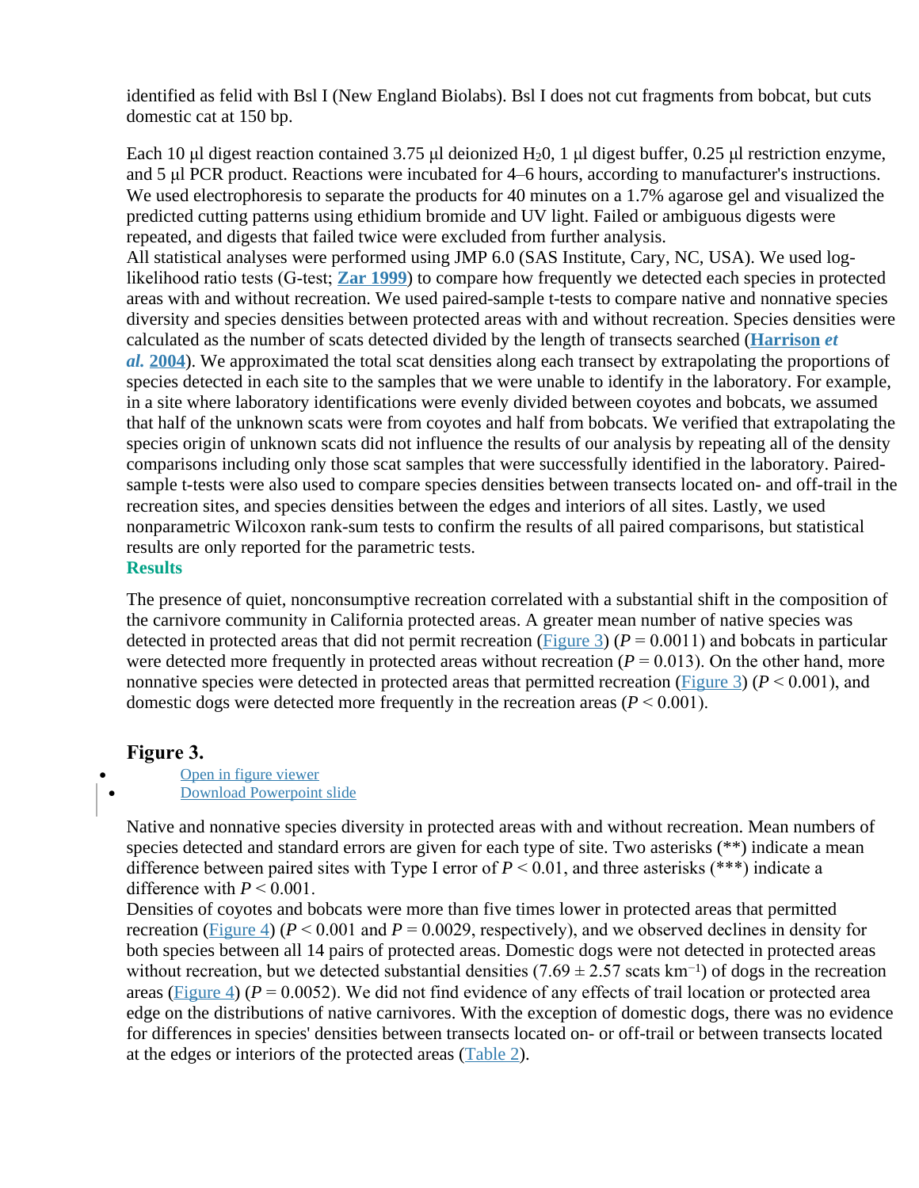identified as felid with Bsl I (New England Biolabs). Bsl I does not cut fragments from bobcat, but cuts domestic cat at 150 bp.

Each 10 µl digest reaction contained 3.75 µl deionized $H_2O$, 1 µl digest buffer, 0.25 µl restriction enzyme, and 5 µl PCR product. Reactions were incubated for 4–6 hours, according to manufacturer's instructions. We used electrophoresis to separate the products for 40 minutes on a 1.7% agarose gel and visualized the predicted cutting patterns using ethidium bromide and UV light. Failed or ambiguous digests were repeated, and digests that failed twice were excluded from further analysis.

All statistical analyses were performed using JMP 6.0 (SAS Institute, Cary, NC, USA). We used log-likelihood ratio tests (G-test; **Zar 1999**) to compare how frequently we detected each species in protected areas with and without recreation. We used paired-sample t-tests to compare native and nonnative species diversity and species densities between protected areas with and without recreation. Species densities were calculated as the number of scats detected divided by the length of transects searched (**Harrison** ***et al.*** **2004**). We approximated the total scat densities along each transect by extrapolating the proportions of species detected in each site to the samples that we were unable to identify in the laboratory. For example, in a site where laboratory identifications were evenly divided between coyotes and bobcats, we assumed that half of the unknown scats were from coyotes and half from bobcats. We verified that extrapolating the species origin of unknown scats did not influence the results of our analysis by repeating all of the density comparisons including only those scat samples that were successfully identified in the laboratory. Paired-sample t-tests were also used to compare species densities between transects located on- and off-trail in the recreation sites, and species densities between the edges and interiors of all sites. Lastly, we used nonparametric Wilcoxon rank-sum tests to confirm the results of all paired comparisons, but statistical results are only reported for the parametric tests.

## Results

The presence of quiet, nonconsumptive recreation correlated with a substantial shift in the composition of the carnivore community in California protected areas. A greater mean number of native species was detected in protected areas that did not permit recreation (Figure 3) ($P = 0.0011$) and bobcats in particular were detected more frequently in protected areas without recreation ($P = 0.013$). On the other hand, more nonnative species were detected in protected areas that permitted recreation (Figure 3) ($P < 0.001$), and domestic dogs were detected more frequently in the recreation areas ($P < 0.001$).

### Figure 3.

- Open in figure viewer
- Download Powerpoint slide

Native and nonnative species diversity in protected areas with and without recreation. Mean numbers of species detected and standard errors are given for each type of site. Two asterisks (**) indicate a mean difference between paired sites with Type I error of $P < 0.01$, and three asterisks (***) indicate a difference with $P < 0.001$.

Densities of coyotes and bobcats were more than five times lower in protected areas that permitted recreation (Figure 4) ($P < 0.001$ and $P = 0.0029$, respectively), and we observed declines in density for both species between all 14 pairs of protected areas. Domestic dogs were not detected in protected areas without recreation, but we detected substantial densities ($7.69 \pm 2.57$ scats $km^{-1}$) of dogs in the recreation areas (Figure 4) ($P = 0.0052$). We did not find evidence of any effects of trail location or protected area edge on the distributions of native carnivores. With the exception of domestic dogs, there was no evidence for differences in species' densities between transects located on- or off-trail or between transects located at the edges or interiors of the protected areas (Table 2).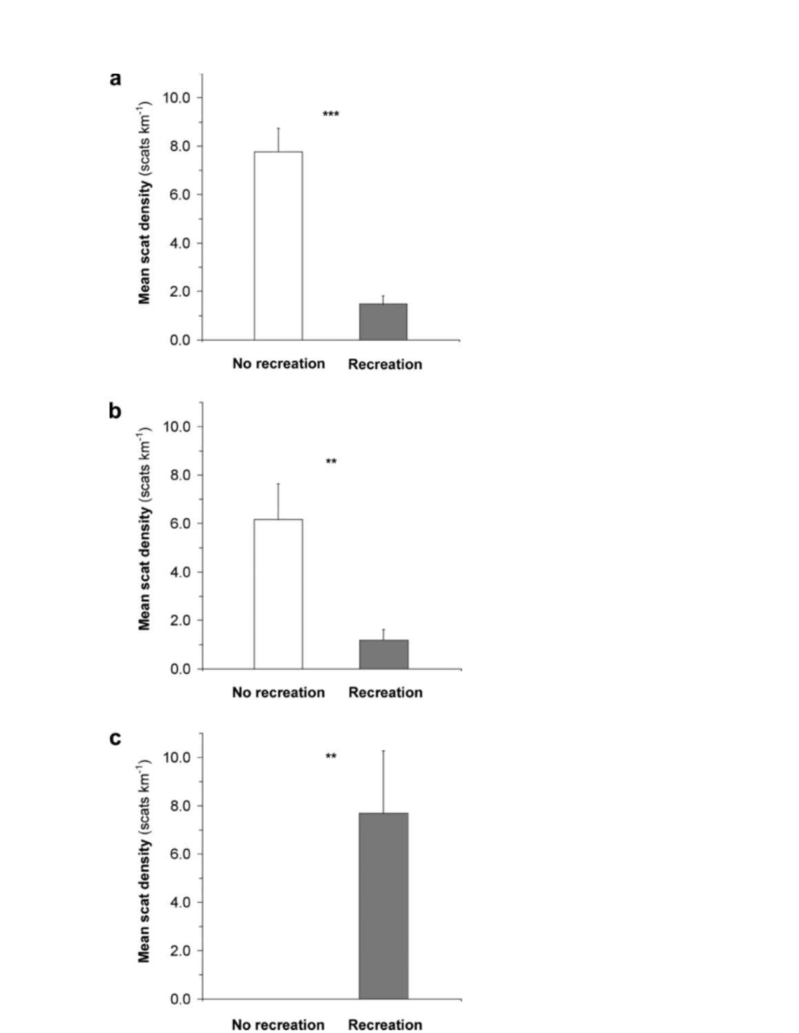a

10.0

8.0

6.0

4.0

2.0

0.0

Mean scat density (scats km$^{-1}$)

***

No recreation

Recreation

b

10.0

8.0

6.0

4.0

2.0

0.0

Mean scat density (scats km$^{-1}$)

**

No recreation

Recreation

c

10.0

8.0

6.0

4.0

2.0

0.0

Mean scat density (scats km$^{-1}$)

**

No recreation

Recreation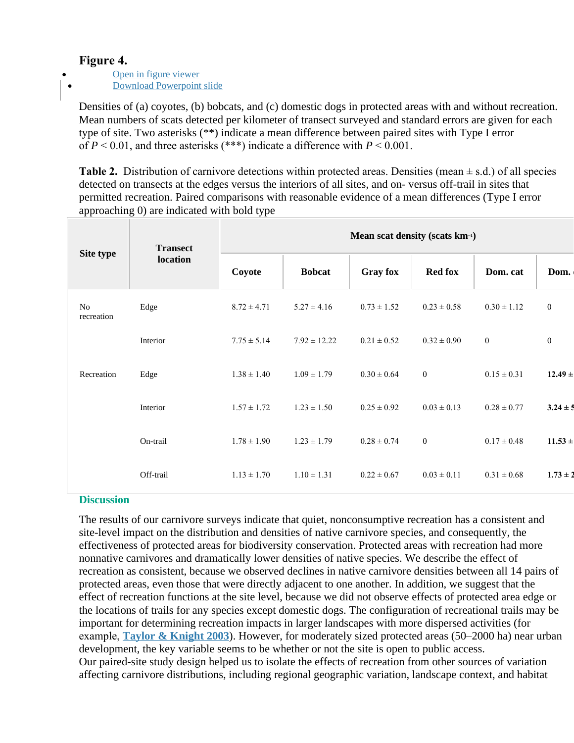## Figure 4.

- Open in figure viewer
- Download Powerpoint slide

Densities of (a) coyotes, (b) bobcats, and (c) domestic dogs in protected areas with and without recreation. Mean numbers of scats detected per kilometer of transect surveyed and standard errors are given for each type of site. Two asterisks (**) indicate a mean difference between paired sites with Type I error of $P < 0.01$, and three asterisks (***) indicate a difference with $P < 0.001$.

**Table 2.** Distribution of carnivore detections within protected areas. Densities (mean ± s.d.) of all species detected on transects at the edges versus the interiors of all sites, and on- versus off-trail in sites that permitted recreation. Paired comparisons with reasonable evidence of a mean differences (Type I error approaching 0) are indicated with bold type

| Site type | Transect location | Mean scat density (scats km$^{-1}$) | | | | | |
|---|---|---|---|---|---|---|---|
| | | Coyote | Bobcat | Gray fox | Red fox | Dom. cat | Dom. |
| No recreation | Edge | 8.72 ± 4.71 | 5.27 ± 4.16 | 0.73 ± 1.52 | 0.23 ± 0.58 | 0.30 ± 1.12 | 0 |
| | Interior | 7.75 ± 5.14 | 7.92 ± 12.22 | 0.21 ± 0.52 | 0.32 ± 0.90 | 0 | 0 |
| Recreation | Edge | 1.38 ± 1.40 | 1.09 ± 1.79 | 0.30 ± 0.64 | 0 | 0.15 ± 0.31 | **12.49 ±** |
| | Interior | 1.57 ± 1.72 | 1.23 ± 1.50 | 0.25 ± 0.92 | 0.03 ± 0.13 | 0.28 ± 0.77 | **3.24 ± 5** |
| | On-trail | 1.78 ± 1.90 | 1.23 ± 1.79 | 0.28 ± 0.74 | 0 | 0.17 ± 0.48 | **11.53 ±** |
| | Off-trail | 1.13 ± 1.70 | 1.10 ± 1.31 | 0.22 ± 0.67 | 0.03 ± 0.11 | 0.31 ± 0.68 | **1.73 ± 2** |

## Discussion

The results of our carnivore surveys indicate that quiet, nonconsumptive recreation has a consistent and site-level impact on the distribution and densities of native carnivore species, and consequently, the effectiveness of protected areas for biodiversity conservation. Protected areas with recreation had more nonnative carnivores and dramatically lower densities of native species. We describe the effect of recreation as consistent, because we observed declines in native carnivore densities between all 14 pairs of protected areas, even those that were directly adjacent to one another. In addition, we suggest that the effect of recreation functions at the site level, because we did not observe effects of protected area edge or the locations of trails for any species except domestic dogs. The configuration of recreational trails may be important for determining recreation impacts in larger landscapes with more dispersed activities (for example, **Taylor & Knight 2003**). However, for moderately sized protected areas (50–2000 ha) near urban development, the key variable seems to be whether or not the site is open to public access.

Our paired-site study design helped us to isolate the effects of recreation from other sources of variation affecting carnivore distributions, including regional geographic variation, landscape context, and habitat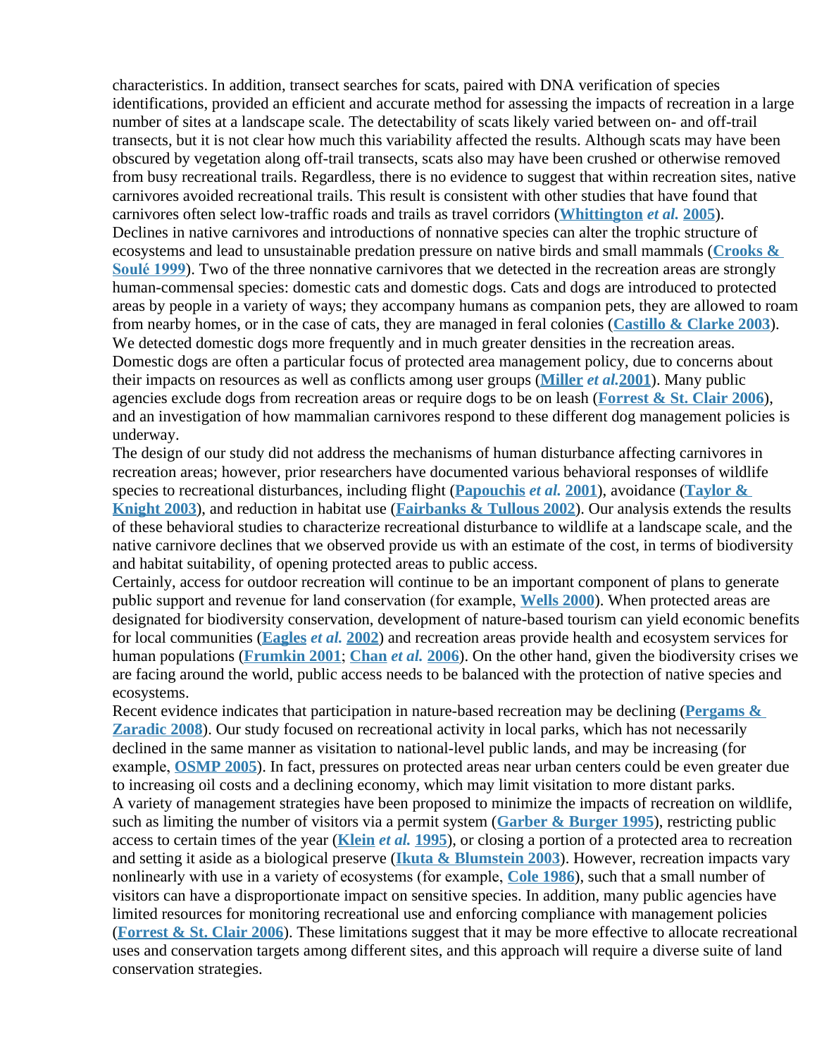characteristics. In addition, transect searches for scats, paired with DNA verification of species identifications, provided an efficient and accurate method for assessing the impacts of recreation in a large number of sites at a landscape scale. The detectability of scats likely varied between on- and off-trail transects, but it is not clear how much this variability affected the results. Although scats may have been obscured by vegetation along off-trail transects, scats also may have been crushed or otherwise removed from busy recreational trails. Regardless, there is no evidence to suggest that within recreation sites, native carnivores avoided recreational trails. This result is consistent with other studies that have found that carnivores often select low-traffic roads and trails as travel corridors (**Whittington** ***et al.*** **2005**).

Declines in native carnivores and introductions of nonnative species can alter the trophic structure of ecosystems and lead to unsustainable predation pressure on native birds and small mammals (**Crooks & Soulé 1999**). Two of the three nonnative carnivores that we detected in the recreation areas are strongly human-commensal species: domestic cats and domestic dogs. Cats and dogs are introduced to protected areas by people in a variety of ways; they accompany humans as companion pets, they are allowed to roam from nearby homes, or in the case of cats, they are managed in feral colonies (**Castillo & Clarke 2003**). We detected domestic dogs more frequently and in much greater densities in the recreation areas. Domestic dogs are often a particular focus of protected area management policy, due to concerns about their impacts on resources as well as conflicts among user groups (**Miller** ***et al.*****2001**). Many public agencies exclude dogs from recreation areas or require dogs to be on leash (**Forrest & St. Clair 2006**), and an investigation of how mammalian carnivores respond to these different dog management policies is underway.

The design of our study did not address the mechanisms of human disturbance affecting carnivores in recreation areas; however, prior researchers have documented various behavioral responses of wildlife species to recreational disturbances, including flight (**Papouchis** ***et al.*** **2001**), avoidance (**Taylor & Knight 2003**), and reduction in habitat use (**Fairbanks & Tullous 2002**). Our analysis extends the results of these behavioral studies to characterize recreational disturbance to wildlife at a landscape scale, and the native carnivore declines that we observed provide us with an estimate of the cost, in terms of biodiversity and habitat suitability, of opening protected areas to public access.

Certainly, access for outdoor recreation will continue to be an important component of plans to generate public support and revenue for land conservation (for example, **Wells 2000**). When protected areas are designated for biodiversity conservation, development of nature-based tourism can yield economic benefits for local communities (**Eagles** ***et al.*** **2002**) and recreation areas provide health and ecosystem services for human populations (**Frumkin 2001**; **Chan** ***et al.*** **2006**). On the other hand, given the biodiversity crises we are facing around the world, public access needs to be balanced with the protection of native species and ecosystems.

Recent evidence indicates that participation in nature-based recreation may be declining (**Pergams & Zaradic 2008**). Our study focused on recreational activity in local parks, which has not necessarily declined in the same manner as visitation to national-level public lands, and may be increasing (for example, **OSMP 2005**). In fact, pressures on protected areas near urban centers could be even greater due to increasing oil costs and a declining economy, which may limit visitation to more distant parks.

A variety of management strategies have been proposed to minimize the impacts of recreation on wildlife, such as limiting the number of visitors via a permit system (**Garber & Burger 1995**), restricting public access to certain times of the year (**Klein** ***et al.*** **1995**), or closing a portion of a protected area to recreation and setting it aside as a biological preserve (**Ikuta & Blumstein 2003**). However, recreation impacts vary nonlinearly with use in a variety of ecosystems (for example, **Cole 1986**), such that a small number of visitors can have a disproportionate impact on sensitive species. In addition, many public agencies have limited resources for monitoring recreational use and enforcing compliance with management policies (**Forrest & St. Clair 2006**). These limitations suggest that it may be more effective to allocate recreational uses and conservation targets among different sites, and this approach will require a diverse suite of land conservation strategies.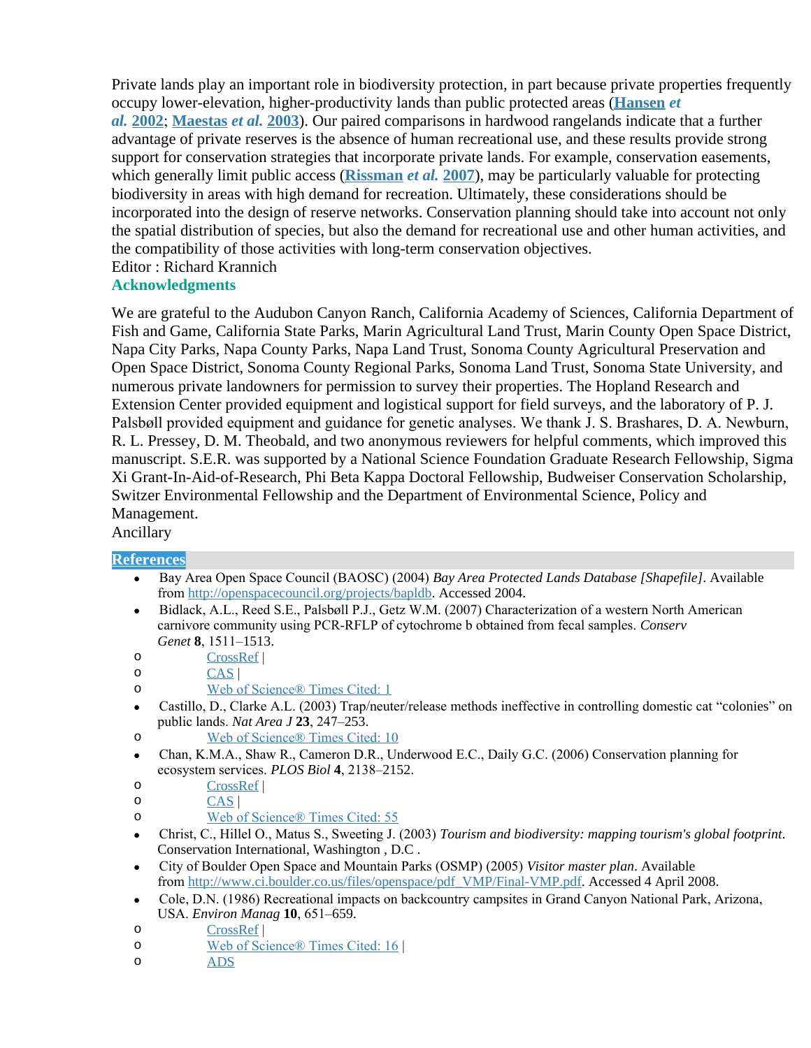Private lands play an important role in biodiversity protection, in part because private properties frequently occupy lower-elevation, higher-productivity lands than public protected areas (**Hansen** ***et al.*** **2002**; **Maestas** ***et al.*** **2003**). Our paired comparisons in hardwood rangelands indicate that a further advantage of private reserves is the absence of human recreational use, and these results provide strong support for conservation strategies that incorporate private lands. For example, conservation easements, which generally limit public access (**Rissman** ***et al.*** **2007**), may be particularly valuable for protecting biodiversity in areas with high demand for recreation. Ultimately, these considerations should be incorporated into the design of reserve networks. Conservation planning should take into account not only the spatial distribution of species, but also the demand for recreational use and other human activities, and the compatibility of those activities with long-term conservation objectives.

Editor : Richard Krannich

## Acknowledgments

We are grateful to the Audubon Canyon Ranch, California Academy of Sciences, California Department of Fish and Game, California State Parks, Marin Agricultural Land Trust, Marin County Open Space District, Napa City Parks, Napa County Parks, Napa Land Trust, Sonoma County Agricultural Preservation and Open Space District, Sonoma County Regional Parks, Sonoma Land Trust, Sonoma State University, and numerous private landowners for permission to survey their properties. The Hopland Research and Extension Center provided equipment and logistical support for field surveys, and the laboratory of P. J. Palsbøll provided equipment and guidance for genetic analyses. We thank J. S. Brashares, D. A. Newburn, R. L. Pressey, D. M. Theobald, and two anonymous reviewers for helpful comments, which improved this manuscript. S.E.R. was supported by a National Science Foundation Graduate Research Fellowship, Sigma Xi Grant-In-Aid-of-Research, Phi Beta Kappa Doctoral Fellowship, Budweiser Conservation Scholarship, Switzer Environmental Fellowship and the Department of Environmental Science, Policy and Management.

Ancillary

## References

- Bay Area Open Space Council (BAOSC) (2004) *Bay Area Protected Lands Database [Shapefile]*. Available from http://openspacecouncil.org/projects/bapldb. Accessed 2004.
- Bidlack, A.L., Reed S.E., Palsbøll P.J., Getz W.M. (2007) Characterization of a western North American carnivore community using PCR-RFLP of cytochrome b obtained from fecal samples. *Conserv Genet* **8**, 1511–1513.
  - CrossRef |
  - CAS |
  - Web of Science® Times Cited: 1
- Castillo, D., Clarke A.L. (2003) Trap/neuter/release methods ineffective in controlling domestic cat "colonies" on public lands. *Nat Area J* **23**, 247–253.
  - Web of Science® Times Cited: 10
- Chan, K.M.A., Shaw R., Cameron D.R., Underwood E.C., Daily G.C. (2006) Conservation planning for ecosystem services. *PLOS Biol* **4**, 2138–2152.
  - CrossRef |
  - CAS |
  - Web of Science® Times Cited: 55
- Christ, C., Hillel O., Matus S., Sweeting J. (2003) *Tourism and biodiversity: mapping tourism's global footprint*. Conservation International, Washington , D.C .
- City of Boulder Open Space and Mountain Parks (OSMP) (2005) *Visitor master plan*. Available from http://www.ci.boulder.co.us/files/openspace/pdf_VMP/Final-VMP.pdf. Accessed 4 April 2008.
- Cole, D.N. (1986) Recreational impacts on backcountry campsites in Grand Canyon National Park, Arizona, USA. *Environ Manag* **10**, 651–659.
  - CrossRef |
  - Web of Science® Times Cited: 16 |
  - ADS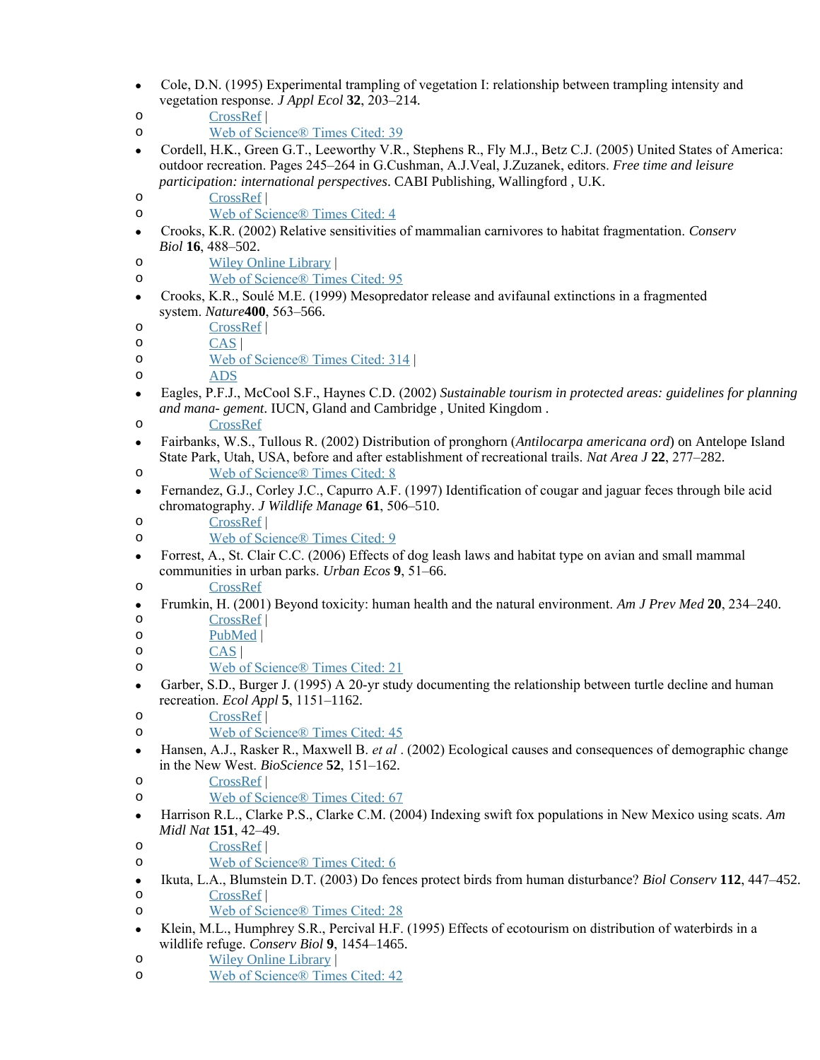- Cole, D.N. (1995) Experimental trampling of vegetation I: relationship between trampling intensity and vegetation response. *J Appl Ecol* **32**, 203–214.
  - CrossRef |
  - Web of Science® Times Cited: 39
- Cordell, H.K., Green G.T., Leeworthy V.R., Stephens R., Fly M.J., Betz C.J. (2005) United States of America: outdoor recreation. Pages 245–264 in G.Cushman, A.J.Veal, J.Zuzanek, editors. *Free time and leisure participation: international perspectives*. CABI Publishing, Wallingford , U.K.
  - CrossRef |
  - Web of Science® Times Cited: 4
- Crooks, K.R. (2002) Relative sensitivities of mammalian carnivores to habitat fragmentation. *Conserv Biol* **16**, 488–502.
  - Wiley Online Library |
  - Web of Science® Times Cited: 95
- Crooks, K.R., Soulé M.E. (1999) Mesopredator release and avifaunal extinctions in a fragmented system. *Nature***400**, 563–566.
  - CrossRef |
  - CAS |
  - Web of Science® Times Cited: 314 |
  - ADS
- Eagles, P.F.J., McCool S.F., Haynes C.D. (2002) *Sustainable tourism in protected areas: guidelines for planning and mana- gement*. IUCN, Gland and Cambridge , United Kingdom .
  - CrossRef
- Fairbanks, W.S., Tullous R. (2002) Distribution of pronghorn (*Antilocarpa americana ord*) on Antelope Island State Park, Utah, USA, before and after establishment of recreational trails. *Nat Area J* **22**, 277–282.
  - Web of Science® Times Cited: 8
- Fernandez, G.J., Corley J.C., Capurro A.F. (1997) Identification of cougar and jaguar feces through bile acid chromatography. *J Wildlife Manage* **61**, 506–510.
  - CrossRef |
  - Web of Science® Times Cited: 9
- Forrest, A., St. Clair C.C. (2006) Effects of dog leash laws and habitat type on avian and small mammal communities in urban parks. *Urban Ecos* **9**, 51–66.
  - CrossRef
- Frumkin, H. (2001) Beyond toxicity: human health and the natural environment. *Am J Prev Med* **20**, 234–240.
  - CrossRef |
  - PubMed |
  - CAS |
  - Web of Science® Times Cited: 21
- Garber, S.D., Burger J. (1995) A 20-yr study documenting the relationship between turtle decline and human recreation. *Ecol Appl* **5**, 1151–1162.
  - CrossRef |
  - Web of Science® Times Cited: 45
- Hansen, A.J., Rasker R., Maxwell B. *et al* . (2002) Ecological causes and consequences of demographic change in the New West. *BioScience* **52**, 151–162.
  - CrossRef |
  - Web of Science® Times Cited: 67
- Harrison R.L., Clarke P.S., Clarke C.M. (2004) Indexing swift fox populations in New Mexico using scats. *Am Midl Nat* **151**, 42–49.
  - CrossRef |
  - Web of Science® Times Cited: 6
- Ikuta, L.A., Blumstein D.T. (2003) Do fences protect birds from human disturbance? *Biol Conserv* **112**, 447–452.
  - CrossRef |
  - Web of Science® Times Cited: 28
- Klein, M.L., Humphrey S.R., Percival H.F. (1995) Effects of ecotourism on distribution of waterbirds in a wildlife refuge. *Conserv Biol* **9**, 1454–1465.
  - Wiley Online Library |
  - Web of Science® Times Cited: 42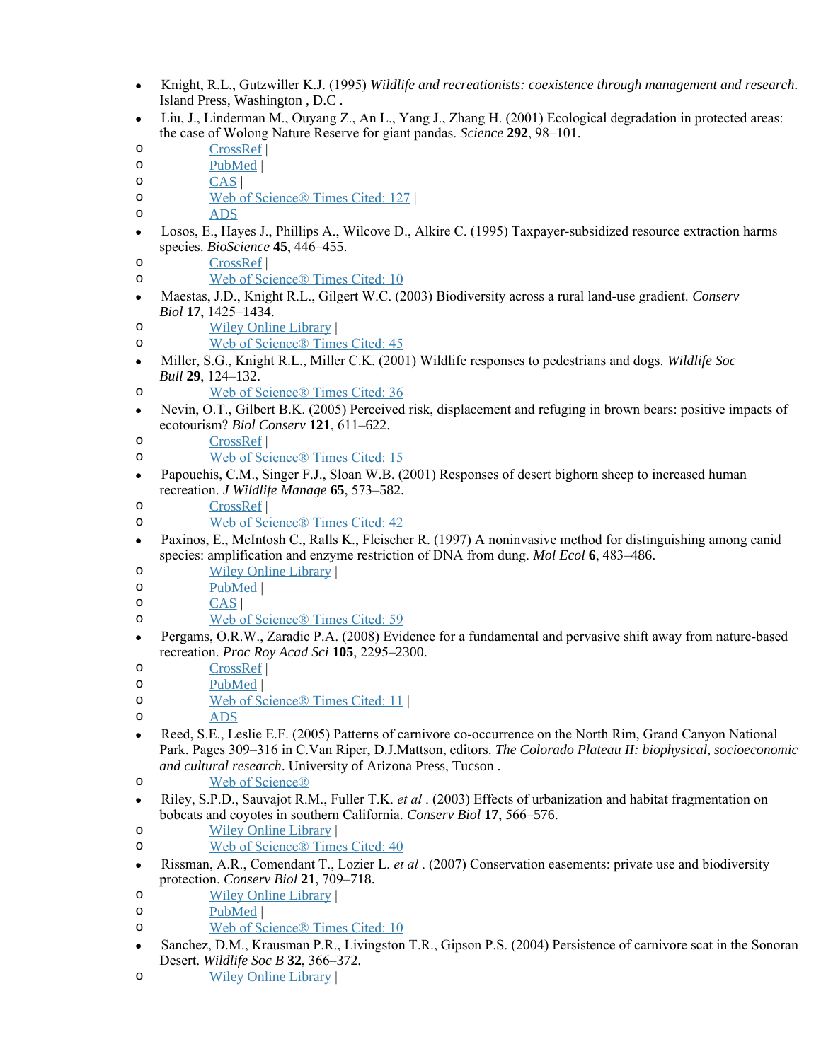- Knight, R.L., Gutzwiller K.J. (1995) *Wildlife and recreationists: coexistence through management and research*. Island Press, Washington , D.C .
- Liu, J., Linderman M., Ouyang Z., An L., Yang J., Zhang H. (2001) Ecological degradation in protected areas: the case of Wolong Nature Reserve for giant pandas. *Science* **292**, 98–101.
  - CrossRef |
  - PubMed |
  - CAS |
  - Web of Science® Times Cited: 127 |
  - ADS
- Losos, E., Hayes J., Phillips A., Wilcove D., Alkire C. (1995) Taxpayer-subsidized resource extraction harms species. *BioScience* **45**, 446–455.
  - CrossRef |
  - Web of Science® Times Cited: 10
- Maestas, J.D., Knight R.L., Gilgert W.C. (2003) Biodiversity across a rural land-use gradient. *Conserv Biol* **17**, 1425–1434.
  - Wiley Online Library |
  - Web of Science® Times Cited: 45
- Miller, S.G., Knight R.L., Miller C.K. (2001) Wildlife responses to pedestrians and dogs. *Wildlife Soc Bull* **29**, 124–132.
  - Web of Science® Times Cited: 36
- Nevin, O.T., Gilbert B.K. (2005) Perceived risk, displacement and refuging in brown bears: positive impacts of ecotourism? *Biol Conserv* **121**, 611–622.
  - CrossRef |
  - Web of Science® Times Cited: 15
- Papouchis, C.M., Singer F.J., Sloan W.B. (2001) Responses of desert bighorn sheep to increased human recreation. *J Wildlife Manage* **65**, 573–582.
  - CrossRef |
  - Web of Science® Times Cited: 42
- Paxinos, E., McIntosh C., Ralls K., Fleischer R. (1997) A noninvasive method for distinguishing among canid species: amplification and enzyme restriction of DNA from dung. *Mol Ecol* **6**, 483–486.
  - Wiley Online Library |
  - PubMed |
  - CAS |
  - Web of Science® Times Cited: 59
- Pergams, O.R.W., Zaradic P.A. (2008) Evidence for a fundamental and pervasive shift away from nature-based recreation. *Proc Roy Acad Sci* **105**, 2295–2300.
  - CrossRef |
  - PubMed |
  - Web of Science® Times Cited: 11 |
  - ADS
- Reed, S.E., Leslie E.F. (2005) Patterns of carnivore co-occurrence on the North Rim, Grand Canyon National Park. Pages 309–316 in C.Van Riper, D.J.Mattson, editors. *The Colorado Plateau II: biophysical, socioeconomic and cultural research*. University of Arizona Press, Tucson .
  - Web of Science®
- Riley, S.P.D., Sauvajot R.M., Fuller T.K. *et al* . (2003) Effects of urbanization and habitat fragmentation on bobcats and coyotes in southern California. *Conserv Biol* **17**, 566–576.
  - Wiley Online Library |
  - Web of Science® Times Cited: 40
- Rissman, A.R., Comendant T., Lozier L. *et al* . (2007) Conservation easements: private use and biodiversity protection. *Conserv Biol* **21**, 709–718.
  - Wiley Online Library |
  - PubMed |
  - Web of Science® Times Cited: 10
- Sanchez, D.M., Krausman P.R., Livingston T.R., Gipson P.S. (2004) Persistence of carnivore scat in the Sonoran Desert. *Wildlife Soc B* **32**, 366–372.
  - Wiley Online Library |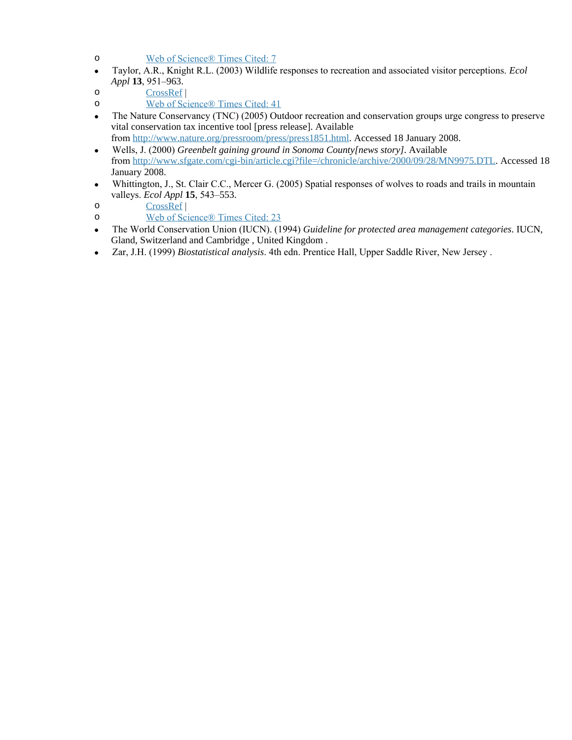- Web of Science® Times Cited: 7
- Taylor, A.R., Knight R.L. (2003) Wildlife responses to recreation and associated visitor perceptions. *Ecol Appl* **13**, 951–963.
  - CrossRef |
  - Web of Science® Times Cited: 41
- The Nature Conservancy (TNC) (2005) Outdoor recreation and conservation groups urge congress to preserve vital conservation tax incentive tool [press release]. Available from http://www.nature.org/pressroom/press/press1851.html. Accessed 18 January 2008.
- Wells, J. (2000) *Greenbelt gaining ground in Sonoma County[news story]*. Available from http://www.sfgate.com/cgi-bin/article.cgi?file=/chronicle/archive/2000/09/28/MN9975.DTL. Accessed 18 January 2008.
- Whittington, J., St. Clair C.C., Mercer G. (2005) Spatial responses of wolves to roads and trails in mountain valleys. *Ecol Appl* **15**, 543–553.
  - CrossRef |
  - Web of Science® Times Cited: 23
- The World Conservation Union (IUCN). (1994) *Guideline for protected area management categories*. IUCN, Gland, Switzerland and Cambridge , United Kingdom .
- Zar, J.H. (1999) *Biostatistical analysis*. 4th edn. Prentice Hall, Upper Saddle River, New Jersey .